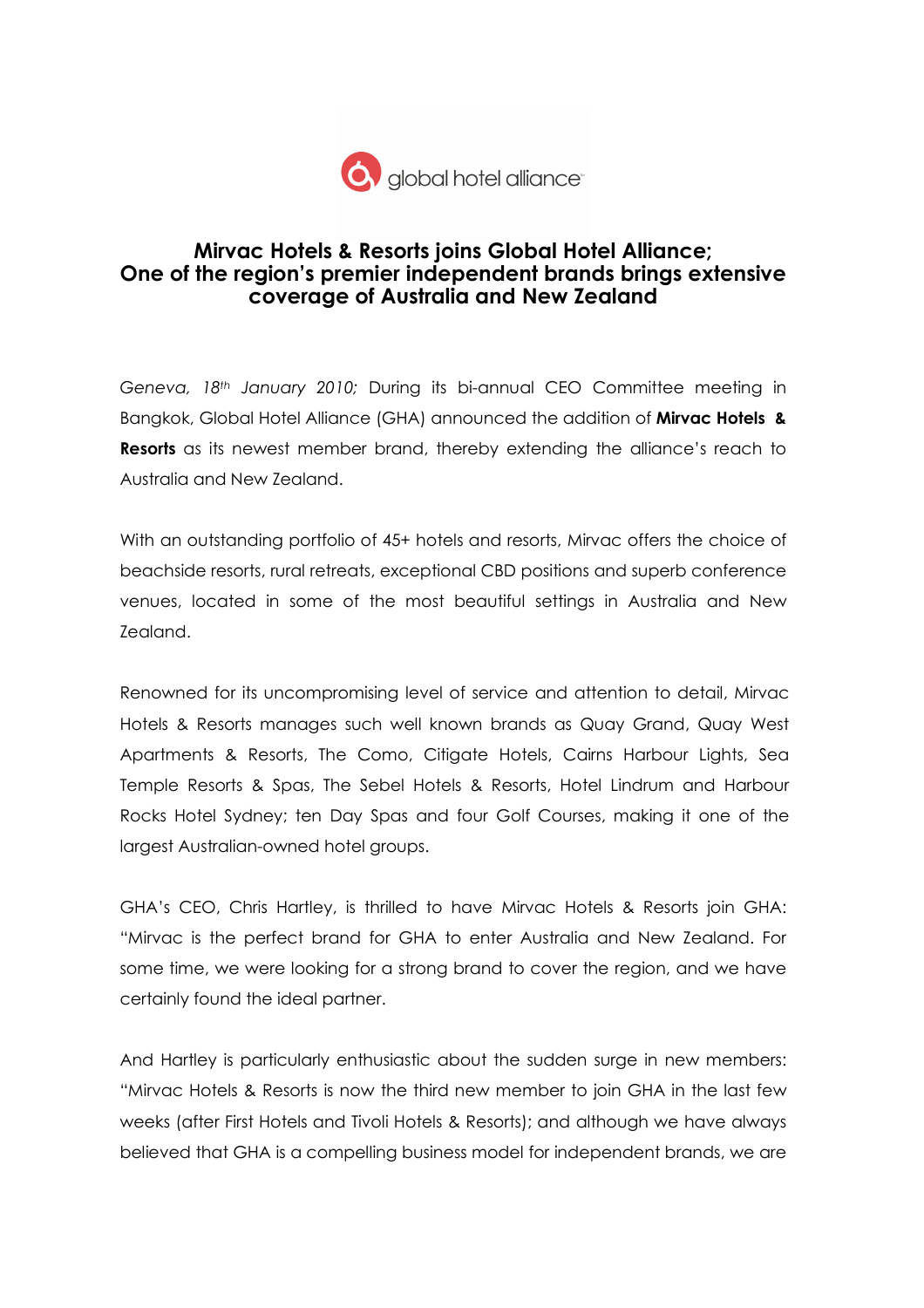global hotel alliance

# Mirvac Hotels & Resorts joins Global Hotel Alliance; One of the region's premier independent brands brings extensive coverage of Australia and New Zealand

*Geneva, 18th January 2010;* During its bi-annual CEO Committee meeting in Bangkok, Global Hotel Alliance (GHA) announced the addition of **Mirvac Hotels & Resorts** as its newest member brand, thereby extending the alliance's reach to Australia and New Zealand.

With an outstanding portfolio of 45+ hotels and resorts, Mirvac offers the choice of beachside resorts, rural retreats, exceptional CBD positions and superb conference venues, located in some of the most beautiful settings in Australia and New Zealand.

Renowned for its uncompromising level of service and attention to detail, Mirvac Hotels & Resorts manages such well known brands as Quay Grand, Quay West Apartments & Resorts, The Como, Citigate Hotels, Cairns Harbour Lights, Sea Temple Resorts & Spas, The Sebel Hotels & Resorts, Hotel Lindrum and Harbour Rocks Hotel Sydney; ten Day Spas and four Golf Courses, making it one of the largest Australian-owned hotel groups.

GHA's CEO, Chris Hartley, is thrilled to have Mirvac Hotels & Resorts join GHA: "Mirvac is the perfect brand for GHA to enter Australia and New Zealand. For some time, we were looking for a strong brand to cover the region, and we have certainly found the ideal partner.

And Hartley is particularly enthusiastic about the sudden surge in new members: "Mirvac Hotels & Resorts is now the third new member to join GHA in the last few weeks (after First Hotels and Tivoli Hotels & Resorts); and although we have always believed that GHA is a compelling business model for independent brands, we are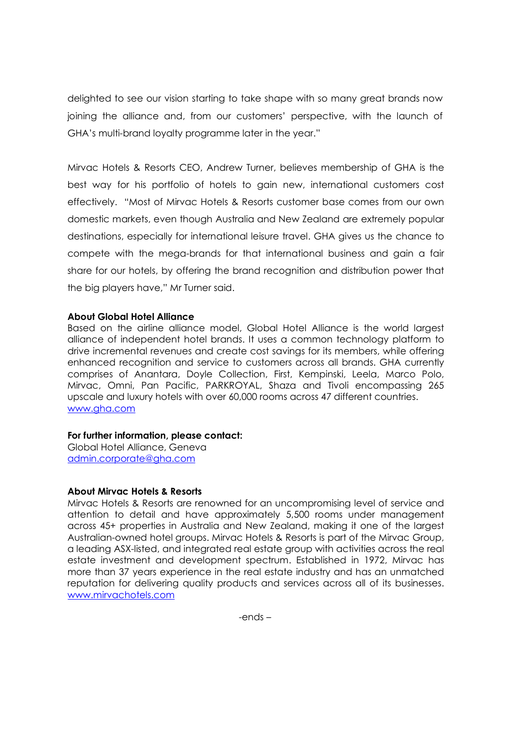delighted to see our vision starting to take shape with so many great brands now joining the alliance and, from our customers' perspective, with the launch of GHA's multi-brand loyalty programme later in the year."

Mirvac Hotels & Resorts CEO, Andrew Turner, believes membership of GHA is the best way for his portfolio of hotels to gain new, international customers cost effectively. "Most of Mirvac Hotels & Resorts customer base comes from our own domestic markets, even though Australia and New Zealand are extremely popular destinations, especially for international leisure travel. GHA gives us the chance to compete with the mega-brands for that international business and gain a fair share for our hotels, by offering the brand recognition and distribution power that the big players have," Mr Turner said.

**About Global Hotel Alliance**
Based on the airline alliance model, Global Hotel Alliance is the world largest alliance of independent hotel brands. It uses a common technology platform to drive incremental revenues and create cost savings for its members, while offering enhanced recognition and service to customers across all brands. GHA currently comprises of Anantara, Doyle Collection, First, Kempinski, Leela, Marco Polo, Mirvac, Omni, Pan Pacific, PARKROYAL, Shaza and Tivoli encompassing 265 upscale and luxury hotels with over 60,000 rooms across 47 different countries.
www.gha.com

**For further information, please contact:**
Global Hotel Alliance, Geneva
admin.corporate@gha.com

**About Mirvac Hotels & Resorts**
Mirvac Hotels & Resorts are renowned for an uncompromising level of service and attention to detail and have approximately 5,500 rooms under management across 45+ properties in Australia and New Zealand, making it one of the largest Australian-owned hotel groups. Mirvac Hotels & Resorts is part of the Mirvac Group, a leading ASX-listed, and integrated real estate group with activities across the real estate investment and development spectrum. Established in 1972, Mirvac has more than 37 years experience in the real estate industry and has an unmatched reputation for delivering quality products and services across all of its businesses.
www.mirvachotels.com

-ends –